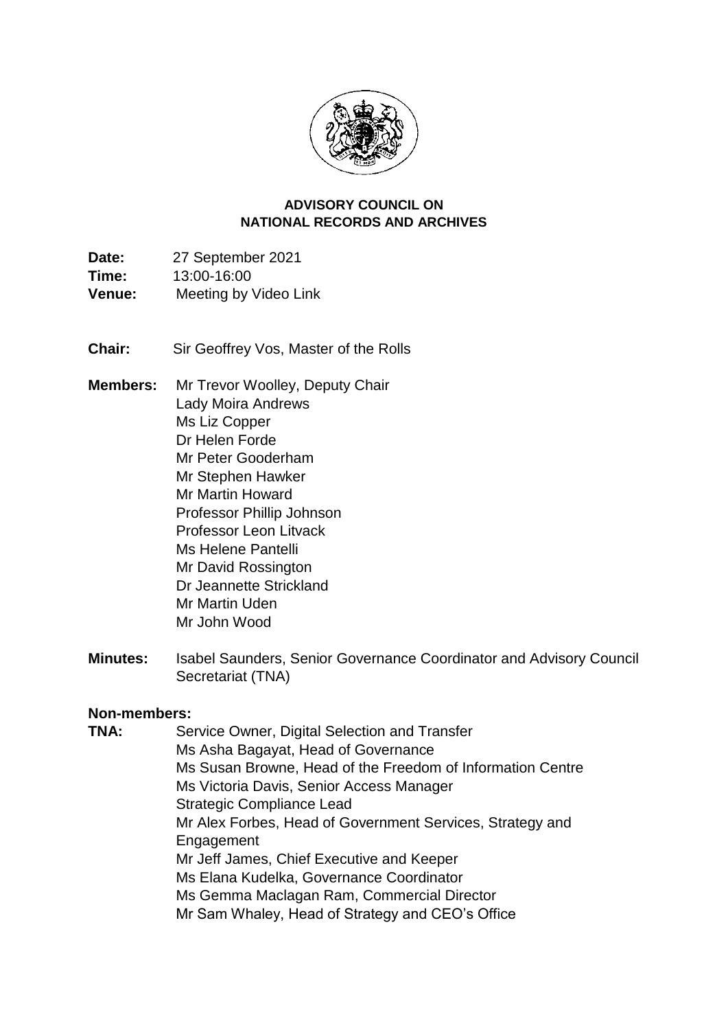**ADVISORY COUNCIL ON NATIONAL RECORDS AND ARCHIVES**

**Date:** 27 September 2021
**Time:** 13:00-16:00
**Venue:** Meeting by Video Link

**Chair:** Sir Geoffrey Vos, Master of the Rolls

**Members:** Mr Trevor Woolley, Deputy Chair
Lady Moira Andrews
Ms Liz Copper
Dr Helen Forde
Mr Peter Gooderham
Mr Stephen Hawker
Mr Martin Howard
Professor Phillip Johnson
Professor Leon Litvack
Ms Helene Pantelli
Mr David Rossington
Dr Jeannette Strickland
Mr Martin Uden
Mr John Wood

**Minutes:** Isabel Saunders, Senior Governance Coordinator and Advisory Council Secretariat (TNA)

**Non-members:**

**TNA:** Service Owner, Digital Selection and Transfer
Ms Asha Bagayat, Head of Governance
Ms Susan Browne, Head of the Freedom of Information Centre
Ms Victoria Davis, Senior Access Manager
Strategic Compliance Lead
Mr Alex Forbes, Head of Government Services, Strategy and Engagement
Mr Jeff James, Chief Executive and Keeper
Ms Elana Kudelka, Governance Coordinator
Ms Gemma Maclagan Ram, Commercial Director
Mr Sam Whaley, Head of Strategy and CEO's Office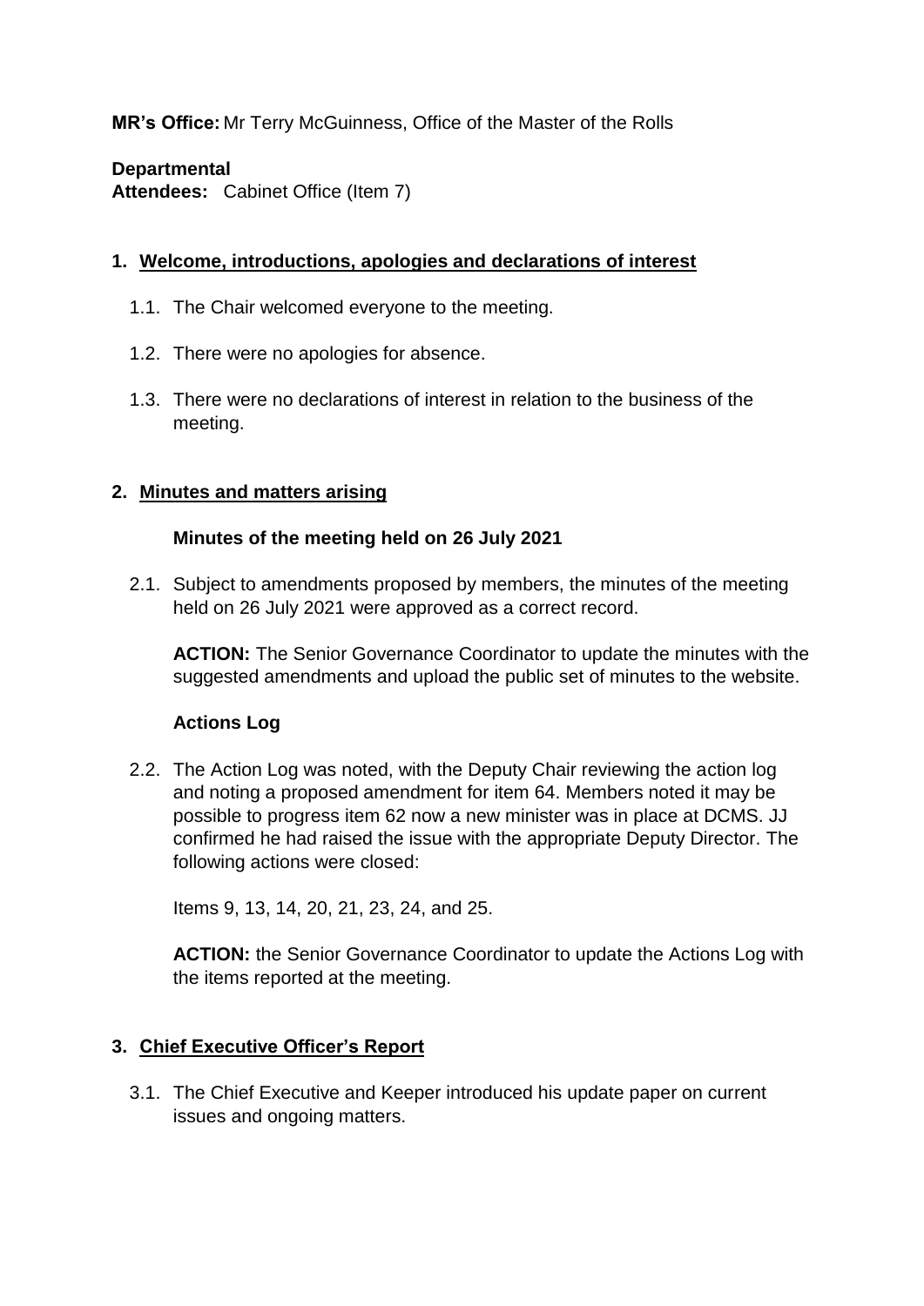**MR's Office:** Mr Terry McGuinness, Office of the Master of the Rolls

**Departmental**
**Attendees:** Cabinet Office (Item 7)

## 1. Welcome, introductions, apologies and declarations of interest

1.1. The Chair welcomed everyone to the meeting.

1.2. There were no apologies for absence.

1.3. There were no declarations of interest in relation to the business of the meeting.

## 2. Minutes and matters arising

**Minutes of the meeting held on 26 July 2021**

2.1. Subject to amendments proposed by members, the minutes of the meeting held on 26 July 2021 were approved as a correct record.

**ACTION:** The Senior Governance Coordinator to update the minutes with the suggested amendments and upload the public set of minutes to the website.

**Actions Log**

2.2. The Action Log was noted, with the Deputy Chair reviewing the action log and noting a proposed amendment for item 64. Members noted it may be possible to progress item 62 now a new minister was in place at DCMS. JJ confirmed he had raised the issue with the appropriate Deputy Director. The following actions were closed:

Items 9, 13, 14, 20, 21, 23, 24, and 25.

**ACTION:** the Senior Governance Coordinator to update the Actions Log with the items reported at the meeting.

## 3. Chief Executive Officer's Report

3.1. The Chief Executive and Keeper introduced his update paper on current issues and ongoing matters.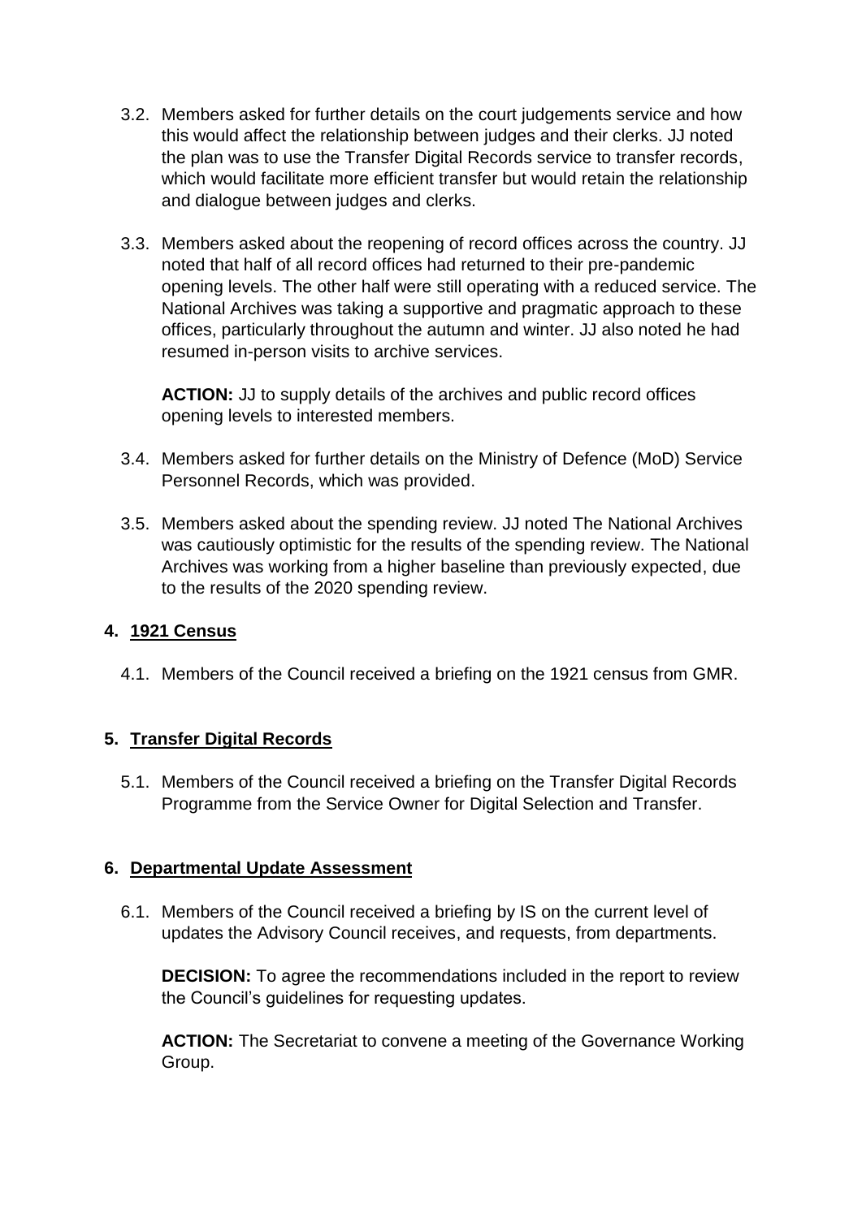3.2. Members asked for further details on the court judgements service and how this would affect the relationship between judges and their clerks. JJ noted the plan was to use the Transfer Digital Records service to transfer records, which would facilitate more efficient transfer but would retain the relationship and dialogue between judges and clerks.

3.3. Members asked about the reopening of record offices across the country. JJ noted that half of all record offices had returned to their pre-pandemic opening levels. The other half were still operating with a reduced service. The National Archives was taking a supportive and pragmatic approach to these offices, particularly throughout the autumn and winter. JJ also noted he had resumed in-person visits to archive services.

**ACTION:** JJ to supply details of the archives and public record offices opening levels to interested members.

3.4. Members asked for further details on the Ministry of Defence (MoD) Service Personnel Records, which was provided.

3.5. Members asked about the spending review. JJ noted The National Archives was cautiously optimistic for the results of the spending review. The National Archives was working from a higher baseline than previously expected, due to the results of the 2020 spending review.

## 4. <u>1921 Census</u>

4.1. Members of the Council received a briefing on the 1921 census from GMR.

## 5. <u>Transfer Digital Records</u>

5.1. Members of the Council received a briefing on the Transfer Digital Records Programme from the Service Owner for Digital Selection and Transfer.

## 6. <u>Departmental Update Assessment</u>

6.1. Members of the Council received a briefing by IS on the current level of updates the Advisory Council receives, and requests, from departments.

**DECISION:** To agree the recommendations included in the report to review the Council's guidelines for requesting updates.

**ACTION:** The Secretariat to convene a meeting of the Governance Working Group.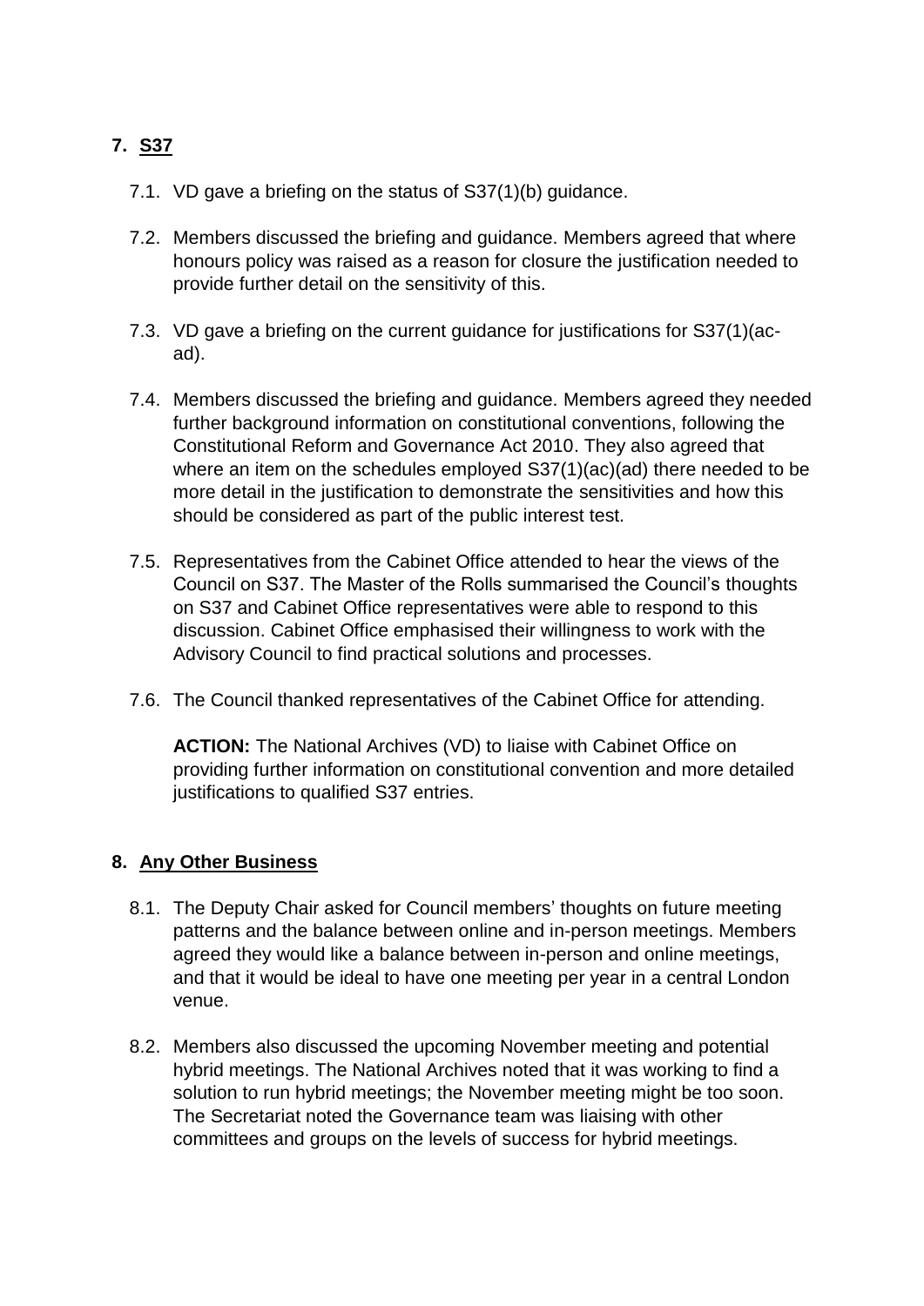## 7. S37

7.1. VD gave a briefing on the status of S37(1)(b) guidance.

7.2. Members discussed the briefing and guidance. Members agreed that where honours policy was raised as a reason for closure the justification needed to provide further detail on the sensitivity of this.

7.3. VD gave a briefing on the current guidance for justifications for S37(1)(ac-ad).

7.4. Members discussed the briefing and guidance. Members agreed they needed further background information on constitutional conventions, following the Constitutional Reform and Governance Act 2010. They also agreed that where an item on the schedules employed S37(1)(ac)(ad) there needed to be more detail in the justification to demonstrate the sensitivities and how this should be considered as part of the public interest test.

7.5. Representatives from the Cabinet Office attended to hear the views of the Council on S37. The Master of the Rolls summarised the Council's thoughts on S37 and Cabinet Office representatives were able to respond to this discussion. Cabinet Office emphasised their willingness to work with the Advisory Council to find practical solutions and processes.

7.6. The Council thanked representatives of the Cabinet Office for attending.

**ACTION:** The National Archives (VD) to liaise with Cabinet Office on providing further information on constitutional convention and more detailed justifications to qualified S37 entries.

## 8. Any Other Business

8.1. The Deputy Chair asked for Council members' thoughts on future meeting patterns and the balance between online and in-person meetings. Members agreed they would like a balance between in-person and online meetings, and that it would be ideal to have one meeting per year in a central London venue.

8.2. Members also discussed the upcoming November meeting and potential hybrid meetings. The National Archives noted that it was working to find a solution to run hybrid meetings; the November meeting might be too soon. The Secretariat noted the Governance team was liaising with other committees and groups on the levels of success for hybrid meetings.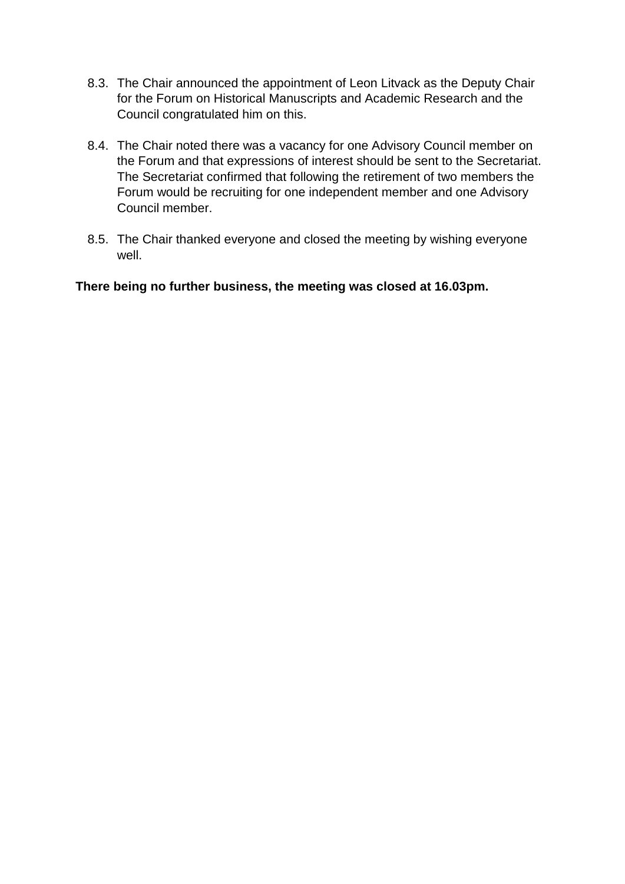8.3. The Chair announced the appointment of Leon Litvack as the Deputy Chair for the Forum on Historical Manuscripts and Academic Research and the Council congratulated him on this.

8.4. The Chair noted there was a vacancy for one Advisory Council member on the Forum and that expressions of interest should be sent to the Secretariat. The Secretariat confirmed that following the retirement of two members the Forum would be recruiting for one independent member and one Advisory Council member.

8.5. The Chair thanked everyone and closed the meeting by wishing everyone well.

**There being no further business, the meeting was closed at 16.03pm.**